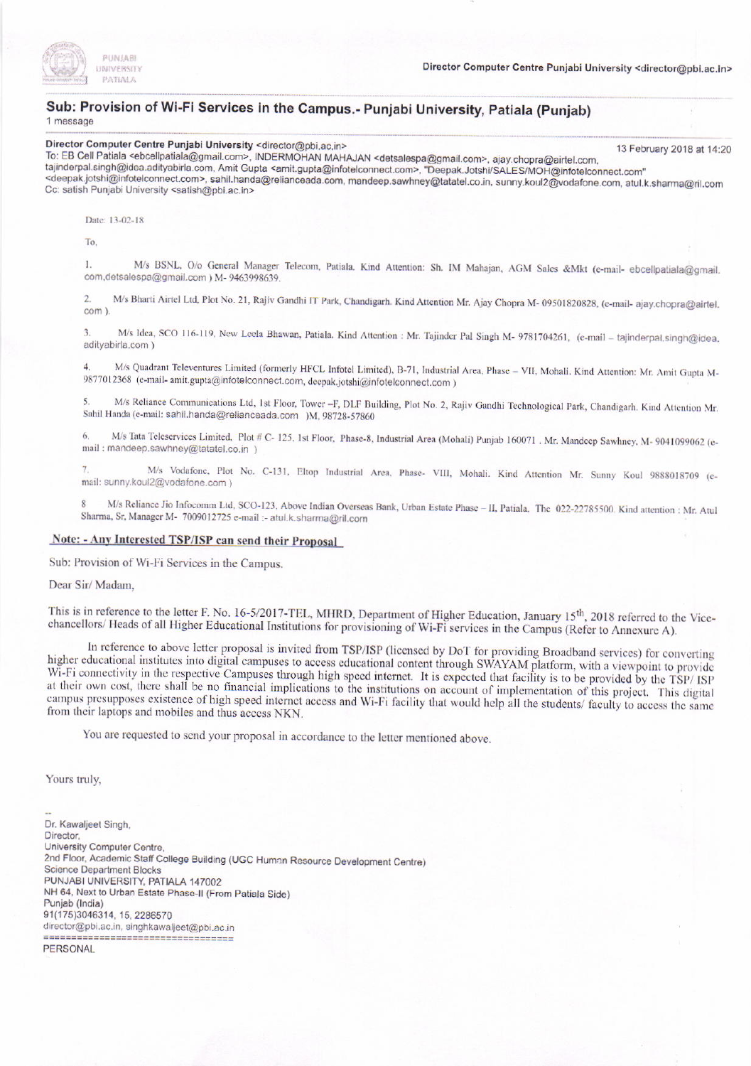PUNJABI UNIVERSITY PATIALA

Director Computer Centre Punjabi University <director@pbi.ac.in>

## Sub: Provision of Wi-Fi Services in the Campus.- Punjabi University, Patiala (Punjab)

1 message

**Director Computer Centre Punjabi University** <director@pbi.ac.in> 13 February 2018 at 14:20

To: EB Cell Patiala <ebcellpatiala@gmail.com>, INDERMOHAN MAHAJAN <detsalespa@gmail.com>, ajay.chopra@airtel.com, tajinderpal.singh@idea.adityabirla.com, Amit Gupta <amit.gupta@infotelconnect.com>, "Deepak.Jotshi/SALES/MOH@infotelconnect.com" <deepak.jotshi@infotelconnect.com>, sahil.handa@relianceada.com, mandeep.sawhney@tatatel.co.in, sunny.koul2@vodafone.com, atul.k.sharma@ril.com

Cc: satish Punjabi University <satish@pbi.ac.in>

Date: 13-02-18

To,

1. M/s BSNL, O/o General Manager Telecom, Patiala. Kind Attention: Sh. IM Mahajan, AGM Sales &Mkt (e-mail- ebcellpatiala@gmail.com,detsalespa@gmail.com ) M- 9463998639.

2. M/s Bharti Airtel Ltd, Plot No. 21, Rajiv Gandhi IT Park, Chandigarh. Kind Attention Mr. Ajay Chopra M- 09501820828, (e-mail- ajay.chopra@airtel.com ).

3. M/s Idea, SCO 116-119, New Leela Bhawan, Patiala. Kind Attention : Mr. Tajinder Pal Singh M- 9781704261, (e-mail – tajinderpal.singh@idea.adityabirla.com )

4. M/s Quadrant Televentures Limited (formerly HFCL Infotel Limited), B-71, Industrial Area, Phase – VII, Mohali. Kind Attention: Mr. Amit Gupta M- 9877012368 (e-mail- amit.gupta@infotelconnect.com, deepak.jotshi@infotelconnect.com )

5. M/s Reliance Communications Ltd, 1st Floor, Tower –F, DLF Building, Plot No. 2, Rajiv Gandhi Technological Park, Chandigarh. Kind Attention Mr. Sahil Handa (e-mail: sahil.handa@relianceada.com )M. 98728-57860

6. M/s Tata Teleservices Limited, Plot # C- 125, 1st Floor, Phase-8, Industrial Area (Mohali) Punjab 160071 . Mr. Mandeep Sawhney, M- 9041099062 (e-mail : mandeep.sawhney@tatatel.co.in )

7. M/s Vodafone, Plot No. C-131, Eltop Industrial Area, Phase- VIII, Mohali. Kind Attention Mr. Sunny Koul 9888018709 (e-mail: sunny.koul2@vodafone.com )

8. M/s Reliance Jio Infocomm Ltd, SCO-123, Above Indian Overseas Bank, Urban Estate Phase – II, Patiala. The 022-22785500. Kind attention : Mr. Atul Sharma, Sr, Manager M- 7009012725 e-mail :- atul.k.sharma@ril.com

**Note: - Any Interested TSP/ISP can send their Proposal**

Sub: Provision of Wi-Fi Services in the Campus.

Dear Sir/ Madam,

This is in reference to the letter F. No. 16-5/2017-TEL, MHRD, Department of Higher Education, January 15th, 2018 referred to the Vice-chancellors/ Heads of all Higher Educational Institutions for provisioning of Wi-Fi services in the Campus (Refer to Annexure A).

In reference to above letter proposal is invited from TSP/ISP (licensed by DoT for providing Broadband services) for converting higher educational institutes into digital campuses to access educational content through SWAYAM platform, with a viewpoint to provide Wi-Fi connectivity in the respective Campuses through high speed internet. It is expected that facility is to be provided by the TSP/ ISP at their own cost, there shall be no financial implications to the institutions on account of implementation of this project. This digital campus presupposes existence of high speed internet access and Wi-Fi facility that would help all the students/ faculty to access the same from their laptops and mobiles and thus access NKN.

You are requested to send your proposal in accordance to the letter mentioned above.

Yours truly,

--
Dr. Kawaljeet Singh,
Director,
University Computer Centre,
2nd Floor, Academic Staff College Building (UGC Human Resource Development Centre)
Science Department Blocks
PUNJABI UNIVERSITY, PATIALA 147002
NH 64, Next to Urban Estate Phase-II (From Patiala Side)
Punjab (India)
91(175)3046314, 15, 2286570
director@pbi.ac.in, singhkawaljeet@pbi.ac.in
================================
PERSONAL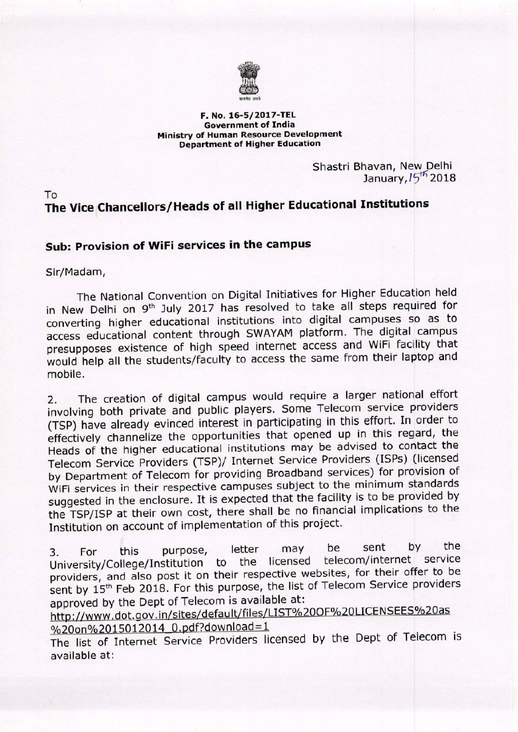**F. No. 16-5/2017-TEL**
**Government of India**
**Ministry of Human Resource Development**
**Department of Higher Education**

Shastri Bhavan, New Delhi
January, 15th 2018

To
**The Vice Chancellors/Heads of all Higher Educational Institutions**

## Sub: Provision of WiFi services in the campus

Sir/Madam,

The National Convention on Digital Initiatives for Higher Education held in New Delhi on 9th July 2017 has resolved to take all steps required for converting higher educational institutions into digital campuses so as to access educational content through SWAYAM platform. The digital campus presupposes existence of high speed internet access and WiFi facility that would help all the students/faculty to access the same from their laptop and mobile.

2. The creation of digital campus would require a larger national effort involving both private and public players. Some Telecom service providers (TSP) have already evinced interest in participating in this effort. In order to effectively channelize the opportunities that opened up in this regard, the Heads of the higher educational institutions may be advised to contact the Telecom Service Providers (TSP)/ Internet Service Providers (ISPs) (licensed by Department of Telecom for providing Broadband services) for provision of WiFi services in their respective campuses subject to the minimum standards suggested in the enclosure. It is expected that the facility is to be provided by the TSP/ISP at their own cost, there shall be no financial implications to the Institution on account of implementation of this project.

3. For this purpose, letter may be sent by the University/College/Institution to the licensed telecom/internet service providers, and also post it on their respective websites, for their offer to be sent by 15th Feb 2018. For this purpose, the list of Telecom Service providers approved by the Dept of Telecom is available at:
http://www.dot.gov.in/sites/default/files/LIST%20OF%20LICENSEES%20as%20on%2015012014_0.pdf?download=1
The list of Internet Service Providers licensed by the Dept of Telecom is available at: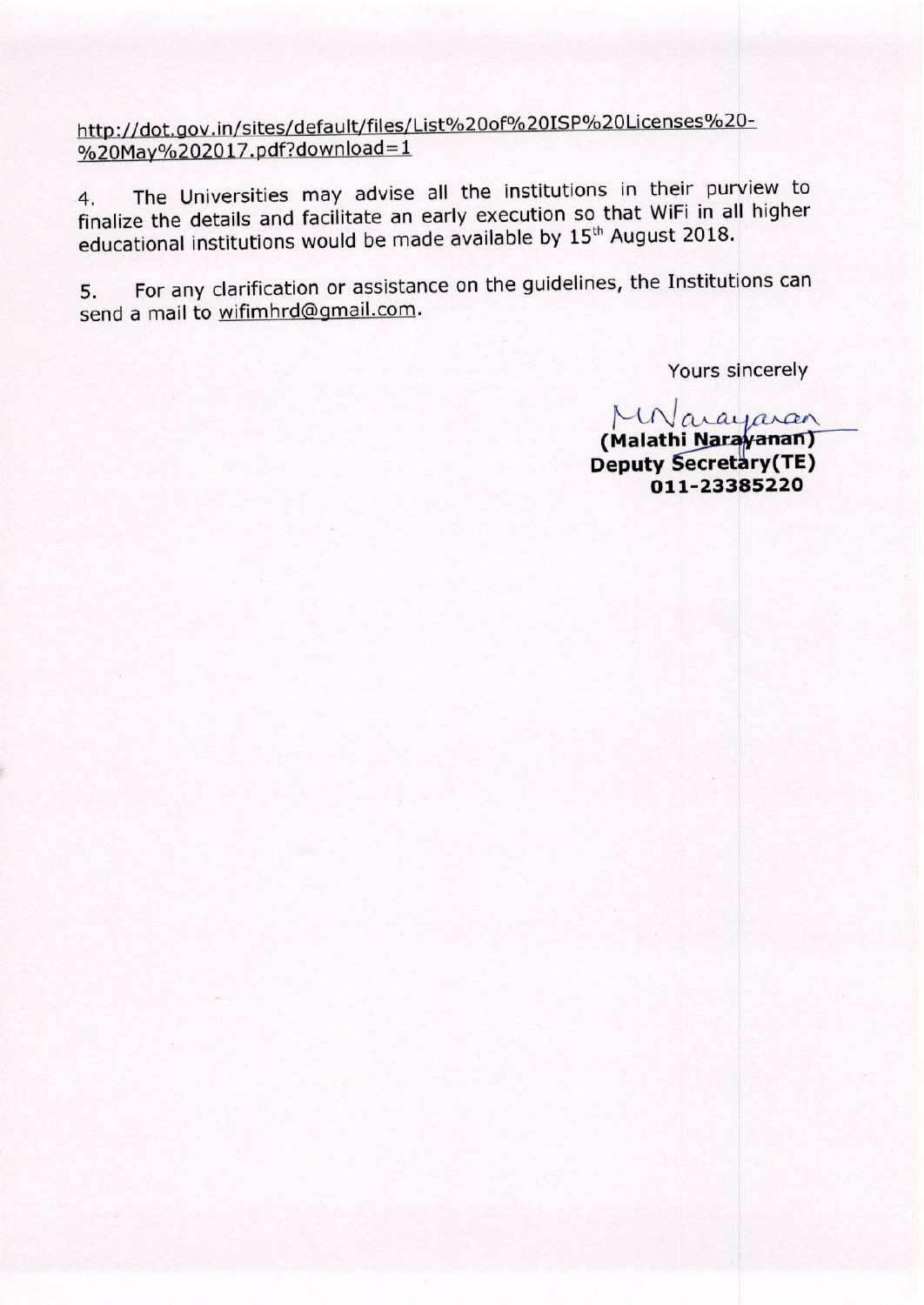http://dot.gov.in/sites/default/files/List%20of%20ISP%20Licenses%20-%20May%202017.pdf?download=1

4. The Universities may advise all the institutions in their purview to finalize the details and facilitate an early execution so that WiFi in all higher educational institutions would be made available by 15th August 2018.

5. For any clarification or assistance on the guidelines, the Institutions can send a mail to wifimhrd@gmail.com.

Yours sincerely

M Narayanan

**(Malathi Narayanan)**
**Deputy Secretary(TE)**
**011-23385220**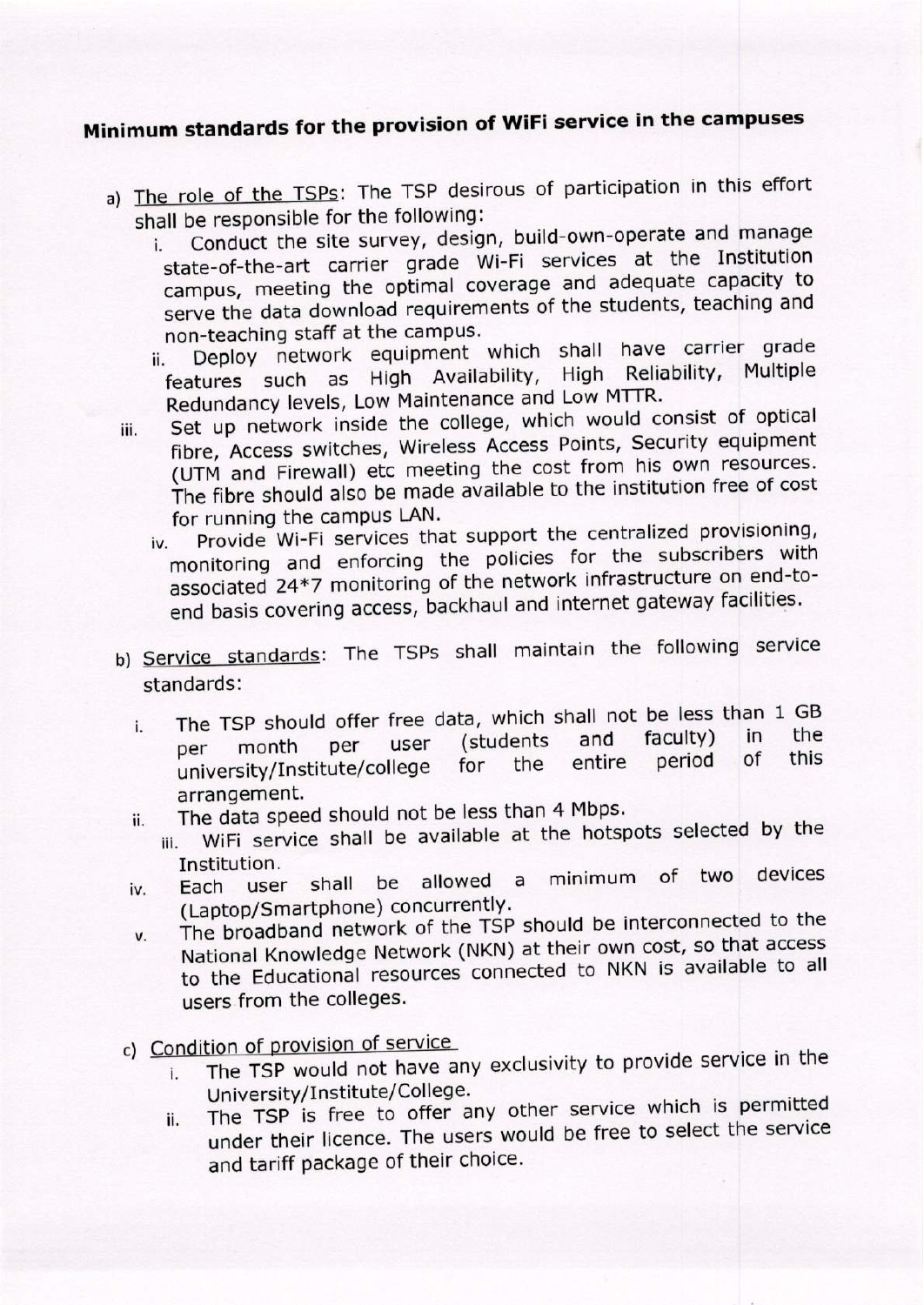## Minimum standards for the provision of WiFi service in the campuses

a) The role of the TSPs: The TSP desirous of participation in this effort shall be responsible for the following:

   i. Conduct the site survey, design, build-own-operate and manage state-of-the-art carrier grade Wi-Fi services at the Institution campus, meeting the optimal coverage and adequate capacity to serve the data download requirements of the students, teaching and non-teaching staff at the campus.
   
   ii. Deploy network equipment which shall have carrier grade features such as High Availability, High Reliability, Multiple Redundancy levels, Low Maintenance and Low MTTR.
   
   iii. Set up network inside the college, which would consist of optical fibre, Access switches, Wireless Access Points, Security equipment (UTM and Firewall) etc meeting the cost from his own resources. The fibre should also be made available to the institution free of cost for running the campus LAN.
   
   iv. Provide Wi-Fi services that support the centralized provisioning, monitoring and enforcing the policies for the subscribers with associated 24*7 monitoring of the network infrastructure on end-to-end basis covering access, backhaul and internet gateway facilities.

b) Service standards: The TSPs shall maintain the following service standards:

   i. The TSP should offer free data, which shall not be less than 1 GB per month per user (students and faculty) in the university/Institute/college for the entire period of this arrangement.
   
   ii. The data speed should not be less than 4 Mbps.
   
   iii. WiFi service shall be available at the hotspots selected by the Institution.
   
   iv. Each user shall be allowed a minimum of two devices (Laptop/Smartphone) concurrently.
   
   v. The broadband network of the TSP should be interconnected to the National Knowledge Network (NKN) at their own cost, so that access to the Educational resources connected to NKN is available to all users from the colleges.

c) Condition of provision of service

   i. The TSP would not have any exclusivity to provide service in the University/Institute/College.
   
   ii. The TSP is free to offer any other service which is permitted under their licence. The users would be free to select the service and tariff package of their choice.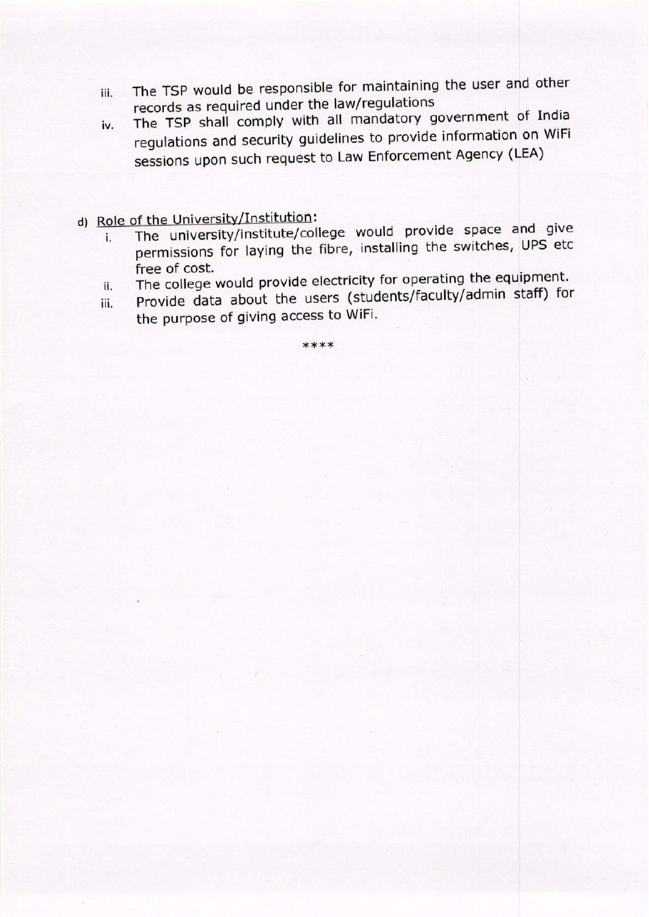iii. The TSP would be responsible for maintaining the user and other records as required under the law/regulations

iv. The TSP shall comply with all mandatory government of India regulations and security guidelines to provide information on WiFi sessions upon such request to Law Enforcement Agency (LEA)

d) <u>Role of the University/Institution</u>:

i. The university/institute/college would provide space and give permissions for laying the fibre, installing the switches, UPS etc free of cost.

ii. The college would provide electricity for operating the equipment.

iii. Provide data about the users (students/faculty/admin staff) for the purpose of giving access to WiFi.

****